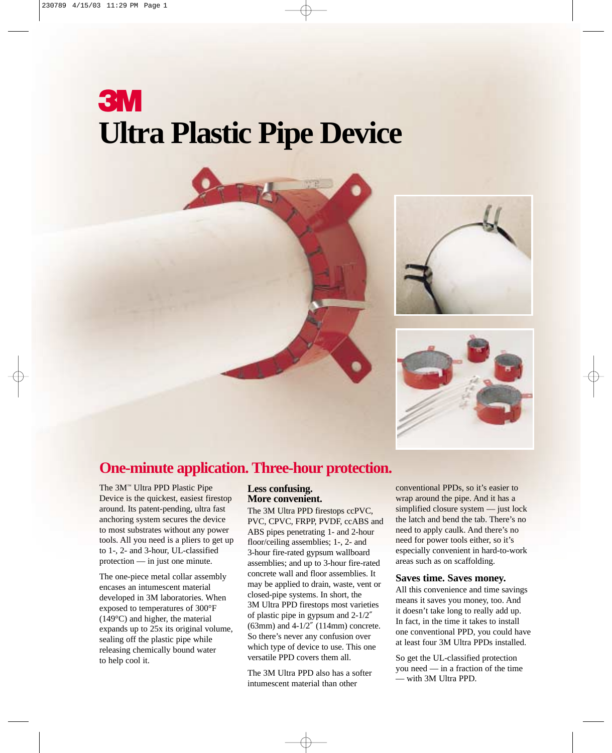3M

# Ultra Plastic Pipe Device

## One-minute application. Three-hour protection.

The 3M™ Ultra PPD Plastic Pipe Device is the quickest, easiest firestop around. Its patent-pending, ultra fast anchoring system secures the device to most substrates without any power tools. All you need is a pliers to get up to 1-, 2- and 3-hour, UL-classified protection — in just one minute.

The one-piece metal collar assembly encases an intumescent material developed in 3M laboratories. When exposed to temperatures of 300°F (149°C) and higher, the material expands up to 25x its original volume, sealing off the plastic pipe while releasing chemically bound water to help cool it.

### Less confusing. More convenient.

The 3M Ultra PPD firestops ccPVC, PVC, CPVC, FRPP, PVDF, ccABS and ABS pipes penetrating 1- and 2-hour floor/ceiling assemblies; 1-, 2- and 3-hour fire-rated gypsum wallboard assemblies; and up to 3-hour fire-rated concrete wall and floor assemblies. It may be applied to drain, waste, vent or closed-pipe systems. In short, the 3M Ultra PPD firestops most varieties of plastic pipe in gypsum and 2-1/2″ (63mm) and 4-1/2″ (114mm) concrete. So there's never any confusion over which type of device to use. This one versatile PPD covers them all.

The 3M Ultra PPD also has a softer intumescent material than other conventional PPDs, so it's easier to wrap around the pipe. And it has a simplified closure system — just lock the latch and bend the tab. There's no need to apply caulk. And there's no need for power tools either, so it's especially convenient in hard-to-work areas such as on scaffolding.

### Saves time. Saves money.

All this convenience and time savings means it saves you money, too. And it doesn't take long to really add up. In fact, in the time it takes to install one conventional PPD, you could have at least four 3M Ultra PPDs installed.

So get the UL-classified protection you need — in a fraction of the time — with 3M Ultra PPD.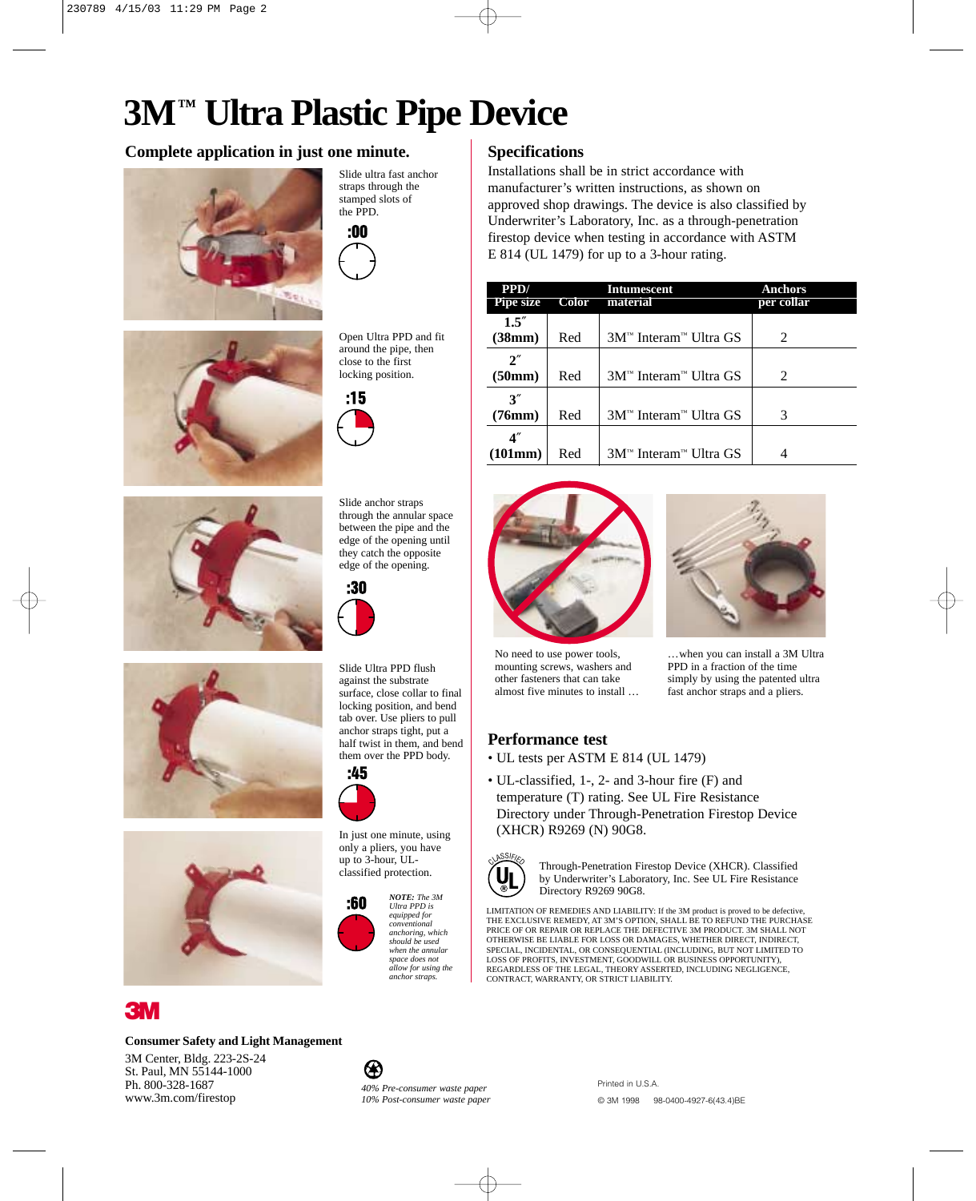# 3M™ Ultra Plastic Pipe Device

## Complete application in just one minute.

Slide ultra fast anchor straps through the stamped slots of the PPD.

:00

Open Ultra PPD and fit around the pipe, then close to the first locking position.

:15

Slide anchor straps through the annular space between the pipe and the edge of the opening until they catch the opposite edge of the opening.

:30

Slide Ultra PPD flush against the substrate surface, close collar to final locking position, and bend tab over. Use pliers to pull anchor straps tight, put a half twist in them, and bend them over the PPD body.

:45

In just one minute, using only a pliers, you have up to 3-hour, UL-classified protection.

:60

*NOTE: The 3M Ultra PPD is equipped for conventional anchoring, which should be used when the annular space does not allow for using the anchor straps.*

## Specifications

Installations shall be in strict accordance with manufacturer's written instructions, as shown on approved shop drawings. The device is also classified by Underwriter's Laboratory, Inc. as a through-penetration firestop device when testing in accordance with ASTM E 814 (UL 1479) for up to a 3-hour rating.

| PPD/ Pipe size | Color | Intumescent material | Anchors per collar |
|---|---|---|---|
| 1.5″ (38mm) | Red | 3M™ Interam™ Ultra GS | 2 |
| 2″ (50mm) | Red | 3M™ Interam™ Ultra GS | 2 |
| 3″ (76mm) | Red | 3M™ Interam™ Ultra GS | 3 |
| 4″ (101mm) | Red | 3M™ Interam™ Ultra GS | 4 |

No need to use power tools, mounting screws, washers and other fasteners that can take almost five minutes to install …

…when you can install a 3M Ultra PPD in a fraction of the time simply by using the patented ultra fast anchor straps and a pliers.

## Performance test

- UL tests per ASTM E 814 (UL 1479)
- UL-classified, 1-, 2- and 3-hour fire (F) and temperature (T) rating. See UL Fire Resistance Directory under Through-Penetration Firestop Device (XHCR) R9269 (N) 90G8.

Through-Penetration Firestop Device (XHCR). Classified by Underwriter's Laboratory, Inc. See UL Fire Resistance Directory R9269 90G8.

LIMITATION OF REMEDIES AND LIABILITY: If the 3M product is proved to be defective, THE EXCLUSIVE REMEDY, AT 3M'S OPTION, SHALL BE TO REFUND THE PURCHASE PRICE OF OR REPAIR OR REPLACE THE DEFECTIVE 3M PRODUCT. 3M SHALL NOT OTHERWISE BE LIABLE FOR LOSS OR DAMAGES, WHETHER DIRECT, INDIRECT, SPECIAL, INCIDENTAL, OR CONSEQUENTIAL (INCLUDING, BUT NOT LIMITED TO LOSS OF PROFITS, INVESTMENT, GOODWILL OR BUSINESS OPPORTUNITY), REGARDLESS OF THE LEGAL, THEORY ASSERTED, INCLUDING NEGLIGENCE, CONTRACT, WARRANTY, OR STRICT LIABILITY.

3M

**Consumer Safety and Light Management**

3M Center, Bldg. 223-2S-24
St. Paul, MN 55144-1000
Ph. 800-328-1687
www.3m.com/firestop

*40% Pre-consumer waste paper*
*10% Post-consumer waste paper*

Printed in U.S.A.

© 3M 1998 98-0400-4927-6(43.4)BE